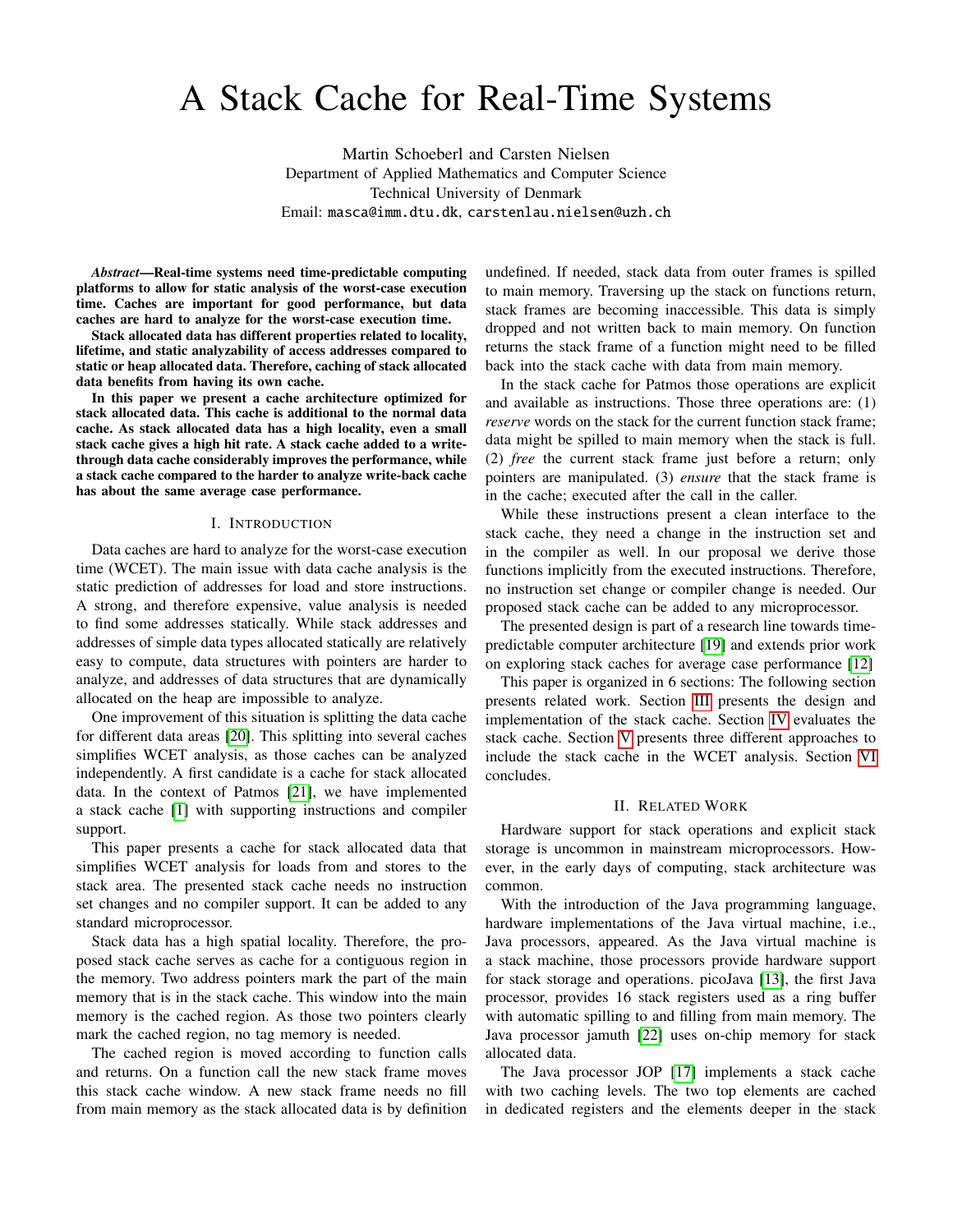# A Stack Cache for Real-Time Systems

Martin Schoeberl and Carsten Nielsen
Department of Applied Mathematics and Computer Science
Technical University of Denmark
Email: masca@imm.dtu.dk, carstenlau.nielsen@uzh.ch

***Abstract*—Real-time systems need time-predictable computing platforms to allow for static analysis of the worst-case execution time. Caches are important for good performance, but data caches are hard to analyze for the worst-case execution time.**

**Stack allocated data has different properties related to locality, lifetime, and static analyzability of access addresses compared to static or heap allocated data. Therefore, caching of stack allocated data benefits from having its own cache.**

**In this paper we present a cache architecture optimized for stack allocated data. This cache is additional to the normal data cache. As stack allocated data has a high locality, even a small stack cache gives a high hit rate. A stack cache added to a write-through data cache considerably improves the performance, while a stack cache compared to the harder to analyze write-back cache has about the same average case performance.**

## I. Introduction

Data caches are hard to analyze for the worst-case execution time (WCET). The main issue with data cache analysis is the static prediction of addresses for load and store instructions. A strong, and therefore expensive, value analysis is needed to find some addresses statically. While stack addresses and addresses of simple data types allocated statically are relatively easy to compute, data structures with pointers are harder to analyze, and addresses of data structures that are dynamically allocated on the heap are impossible to analyze.

One improvement of this situation is splitting the data cache for different data areas [20]. This splitting into several caches simplifies WCET analysis, as those caches can be analyzed independently. A first candidate is a cache for stack allocated data. In the context of Patmos [21], we have implemented a stack cache [1] with supporting instructions and compiler support.

This paper presents a cache for stack allocated data that simplifies WCET analysis for loads from and stores to the stack area. The presented stack cache needs no instruction set changes and no compiler support. It can be added to any standard microprocessor.

Stack data has a high spatial locality. Therefore, the proposed stack cache serves as cache for a contiguous region in the memory. Two address pointers mark the part of the main memory that is in the stack cache. This window into the main memory is the cached region. As those two pointers clearly mark the cached region, no tag memory is needed.

The cached region is moved according to function calls and returns. On a function call the new stack frame moves this stack cache window. A new stack frame needs no fill from main memory as the stack allocated data is by definition undefined. If needed, stack data from outer frames is spilled to main memory. Traversing up the stack on functions return, stack frames are becoming inaccessible. This data is simply dropped and not written back to main memory. On function returns the stack frame of a function might need to be filled back into the stack cache with data from main memory.

In the stack cache for Patmos those operations are explicit and available as instructions. Those three operations are: (1) *reserve* words on the stack for the current function stack frame; data might be spilled to main memory when the stack is full. (2) *free* the current stack frame just before a return; only pointers are manipulated. (3) *ensure* that the stack frame is in the cache; executed after the call in the caller.

While these instructions present a clean interface to the stack cache, they need a change in the instruction set and in the compiler as well. In our proposal we derive those functions implicitly from the executed instructions. Therefore, no instruction set change or compiler change is needed. Our proposed stack cache can be added to any microprocessor.

The presented design is part of a research line towards time-predictable computer architecture [19] and extends prior work on exploring stack caches for average case performance [12].

This paper is organized in 6 sections: The following section presents related work. Section III presents the design and implementation of the stack cache. Section IV evaluates the stack cache. Section V presents three different approaches to include the stack cache in the WCET analysis. Section VI concludes.

## II. Related Work

Hardware support for stack operations and explicit stack storage is uncommon in mainstream microprocessors. However, in the early days of computing, stack architecture was common.

With the introduction of the Java programming language, hardware implementations of the Java virtual machine, i.e., Java processors, appeared. As the Java virtual machine is a stack machine, those processors provide hardware support for stack storage and operations. picoJava [13], the first Java processor, provides 16 stack registers used as a ring buffer with automatic spilling to and filling from main memory. The Java processor jamuth [22] uses on-chip memory for stack allocated data.

The Java processor JOP [17] implements a stack cache with two caching levels. The two top elements are cached in dedicated registers and the elements deeper in the stack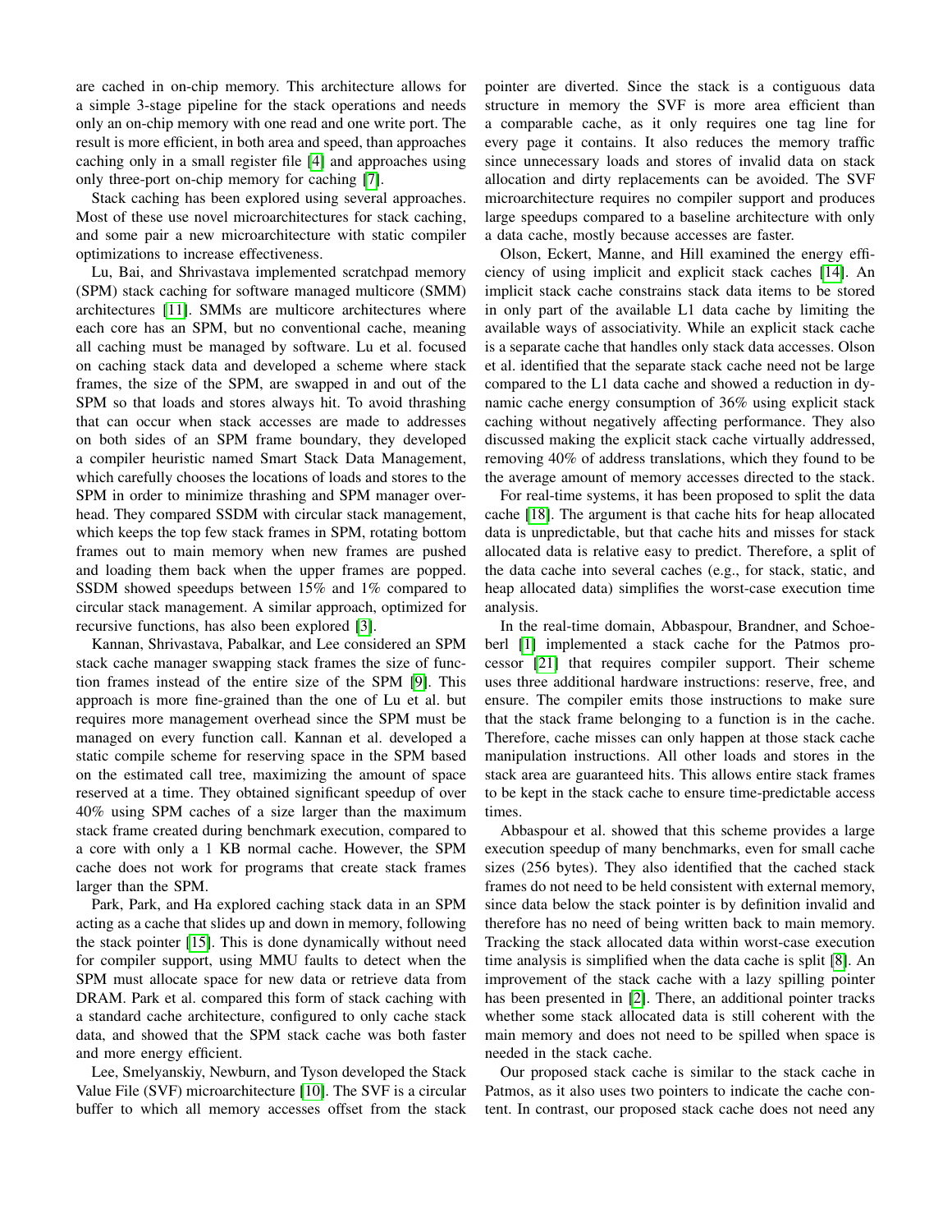are cached in on-chip memory. This architecture allows for a simple 3-stage pipeline for the stack operations and needs only an on-chip memory with one read and one write port. The result is more efficient, in both area and speed, than approaches caching only in a small register file [4] and approaches using only three-port on-chip memory for caching [7].

Stack caching has been explored using several approaches. Most of these use novel microarchitectures for stack caching, and some pair a new microarchitecture with static compiler optimizations to increase effectiveness.

Lu, Bai, and Shrivastava implemented scratchpad memory (SPM) stack caching for software managed multicore (SMM) architectures [11]. SMMs are multicore architectures where each core has an SPM, but no conventional cache, meaning all caching must be managed by software. Lu et al. focused on caching stack data and developed a scheme where stack frames, the size of the SPM, are swapped in and out of the SPM so that loads and stores always hit. To avoid thrashing that can occur when stack accesses are made to addresses on both sides of an SPM frame boundary, they developed a compiler heuristic named Smart Stack Data Management, which carefully chooses the locations of loads and stores to the SPM in order to minimize thrashing and SPM manager overhead. They compared SSDM with circular stack management, which keeps the top few stack frames in SPM, rotating bottom frames out to main memory when new frames are pushed and loading them back when the upper frames are popped. SSDM showed speedups between 15% and 1% compared to circular stack management. A similar approach, optimized for recursive functions, has also been explored [3].

Kannan, Shrivastava, Pabalkar, and Lee considered an SPM stack cache manager swapping stack frames the size of function frames instead of the entire size of the SPM [9]. This approach is more fine-grained than the one of Lu et al. but requires more management overhead since the SPM must be managed on every function call. Kannan et al. developed a static compile scheme for reserving space in the SPM based on the estimated call tree, maximizing the amount of space reserved at a time. They obtained significant speedup of over 40% using SPM caches of a size larger than the maximum stack frame created during benchmark execution, compared to a core with only a 1 KB normal cache. However, the SPM cache does not work for programs that create stack frames larger than the SPM.

Park, Park, and Ha explored caching stack data in an SPM acting as a cache that slides up and down in memory, following the stack pointer [15]. This is done dynamically without need for compiler support, using MMU faults to detect when the SPM must allocate space for new data or retrieve data from DRAM. Park et al. compared this form of stack caching with a standard cache architecture, configured to only cache stack data, and showed that the SPM stack cache was both faster and more energy efficient.

Lee, Smelyanskiy, Newburn, and Tyson developed the Stack Value File (SVF) microarchitecture [10]. The SVF is a circular buffer to which all memory accesses offset from the stack pointer are diverted. Since the stack is a contiguous data structure in memory the SVF is more area efficient than a comparable cache, as it only requires one tag line for every page it contains. It also reduces the memory traffic since unnecessary loads and stores of invalid data on stack allocation and dirty replacements can be avoided. The SVF microarchitecture requires no compiler support and produces large speedups compared to a baseline architecture with only a data cache, mostly because accesses are faster.

Olson, Eckert, Manne, and Hill examined the energy efficiency of using implicit and explicit stack caches [14]. An implicit stack cache constrains stack data items to be stored in only part of the available L1 data cache by limiting the available ways of associativity. While an explicit stack cache is a separate cache that handles only stack data accesses. Olson et al. identified that the separate stack cache need not be large compared to the L1 data cache and showed a reduction in dynamic cache energy consumption of 36% using explicit stack caching without negatively affecting performance. They also discussed making the explicit stack cache virtually addressed, removing 40% of address translations, which they found to be the average amount of memory accesses directed to the stack.

For real-time systems, it has been proposed to split the data cache [18]. The argument is that cache hits for heap allocated data is unpredictable, but that cache hits and misses for stack allocated data is relative easy to predict. Therefore, a split of the data cache into several caches (e.g., for stack, static, and heap allocated data) simplifies the worst-case execution time analysis.

In the real-time domain, Abbaspour, Brandner, and Schoeberl [1] implemented a stack cache for the Patmos processor [21] that requires compiler support. Their scheme uses three additional hardware instructions: reserve, free, and ensure. The compiler emits those instructions to make sure that the stack frame belonging to a function is in the cache. Therefore, cache misses can only happen at those stack cache manipulation instructions. All other loads and stores in the stack area are guaranteed hits. This allows entire stack frames to be kept in the stack cache to ensure time-predictable access times.

Abbaspour et al. showed that this scheme provides a large execution speedup of many benchmarks, even for small cache sizes (256 bytes). They also identified that the cached stack frames do not need to be held consistent with external memory, since data below the stack pointer is by definition invalid and therefore has no need of being written back to main memory. Tracking the stack allocated data within worst-case execution time analysis is simplified when the data cache is split [8]. An improvement of the stack cache with a lazy spilling pointer has been presented in [2]. There, an additional pointer tracks whether some stack allocated data is still coherent with the main memory and does not need to be spilled when space is needed in the stack cache.

Our proposed stack cache is similar to the stack cache in Patmos, as it also uses two pointers to indicate the cache content. In contrast, our proposed stack cache does not need any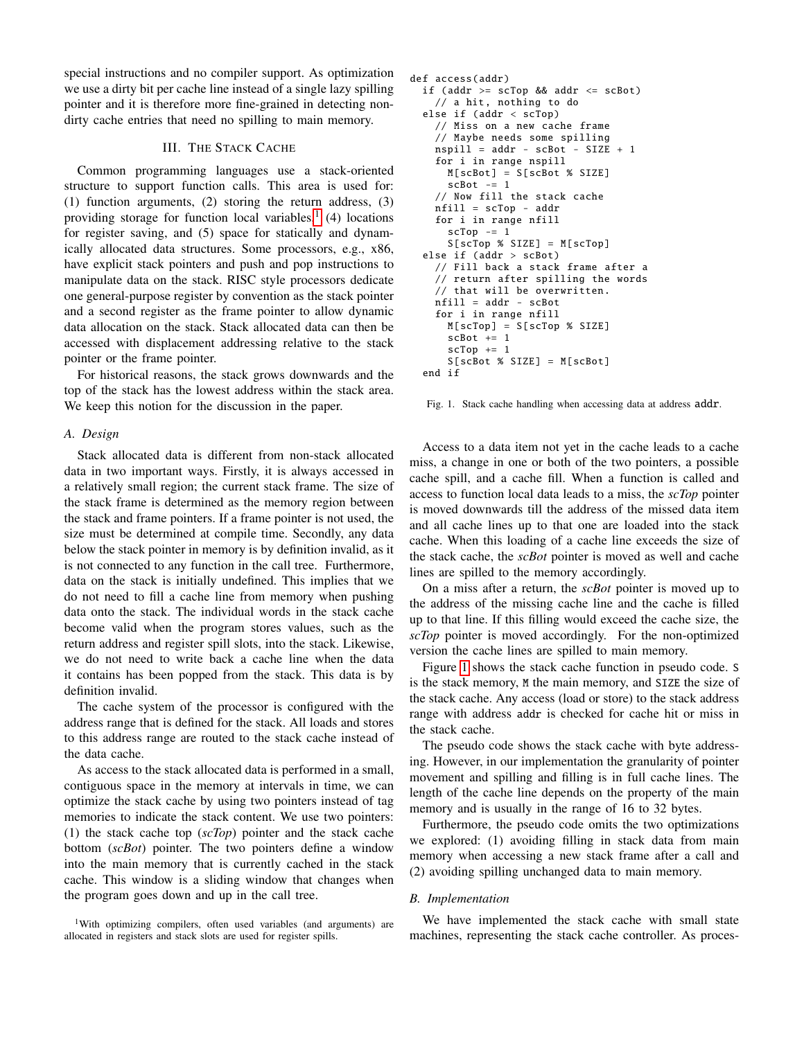special instructions and no compiler support. As optimization we use a dirty bit per cache line instead of a single lazy spilling pointer and it is therefore more fine-grained in detecting non-dirty cache entries that need no spilling to main memory.

## III. The Stack Cache

Common programming languages use a stack-oriented structure to support function calls. This area is used for: (1) function arguments, (2) storing the return address, (3) providing storage for function local variables,[1] (4) locations for register saving, and (5) space for statically and dynamically allocated data structures. Some processors, e.g., x86, have explicit stack pointers and push and pop instructions to manipulate data on the stack. RISC style processors dedicate one general-purpose register by convention as the stack pointer and a second register as the frame pointer to allow dynamic data allocation on the stack. Stack allocated data can then be accessed with displacement addressing relative to the stack pointer or the frame pointer.

For historical reasons, the stack grows downwards and the top of the stack has the lowest address within the stack area. We keep this notion for the discussion in the paper.

### A. Design

Stack allocated data is different from non-stack allocated data in two important ways. Firstly, it is always accessed in a relatively small region; the current stack frame. The size of the stack frame is determined as the memory region between the stack and frame pointers. If a frame pointer is not used, the size must be determined at compile time. Secondly, any data below the stack pointer in memory is by definition invalid, as it is not connected to any function in the call tree. Furthermore, data on the stack is initially undefined. This implies that we do not need to fill a cache line from memory when pushing data onto the stack. The individual words in the stack cache become valid when the program stores values, such as the return address and register spill slots, into the stack. Likewise, we do not need to write back a cache line when the data it contains has been popped from the stack. This data is by definition invalid.

The cache system of the processor is configured with the address range that is defined for the stack. All loads and stores to this address range are routed to the stack cache instead of the data cache.

As access to the stack allocated data is performed in a small, contiguous space in the memory at intervals in time, we can optimize the stack cache by using two pointers instead of tag memories to indicate the stack content. We use two pointers: (1) the stack cache top (*scTop*) pointer and the stack cache bottom (*scBot*) pointer. The two pointers define a window into the main memory that is currently cached in the stack cache. This window is a sliding window that changes when the program goes down and up in the call tree.

[1] With optimizing compilers, often used variables (and arguments) are allocated in registers and stack slots are used for register spills.

```
def access(addr)
  if (addr >= scTop && addr <= scBot)
    // a hit, nothing to do
  else if (addr < scTop)
    // Miss on a new cache frame
    // Maybe needs some spilling
    nspill = addr - scBot - SIZE + 1
    for i in range nspill
      M[scBot] = S[scBot % SIZE]
      scBot -= 1
    // Now fill the stack cache
    nfill = scTop - addr
    for i in range nfill
      scTop -= 1
      S[scTop % SIZE] = M[scTop]
  else if (addr > scBot)
    // Fill back a stack frame after a
    // return after spilling the words
    // that will be overwritten.
    nfill = addr - scBot
    for i in range nfill
      M[scTop] = S[scTop % SIZE]
      scBot += 1
      scTop += 1
      S[scBot % SIZE] = M[scBot]
end if
```

Fig. 1. Stack cache handling when accessing data at address `addr`.

Access to a data item not yet in the cache leads to a cache miss, a change in one or both of the two pointers, a possible cache spill, and a cache fill. When a function is called and access to function local data leads to a miss, the *scTop* pointer is moved downwards till the address of the missed data item and all cache lines up to that one are loaded into the stack cache. When this loading of a cache line exceeds the size of the stack cache, the *scBot* pointer is moved as well and cache lines are spilled to the memory accordingly.

On a miss after a return, the *scBot* pointer is moved up to the address of the missing cache line and the cache is filled up to that line. If this filling would exceed the cache size, the *scTop* pointer is moved accordingly. For the non-optimized version the cache lines are spilled to main memory.

Figure 1 shows the stack cache function in pseudo code. `S` is the stack memory, `M` the main memory, and `SIZE` the size of the stack cache. Any access (load or store) to the stack address range with address `addr` is checked for cache hit or miss in the stack cache.

The pseudo code shows the stack cache with byte addressing. However, in our implementation the granularity of pointer movement and spilling and filling is in full cache lines. The length of the cache line depends on the property of the main memory and is usually in the range of 16 to 32 bytes.

Furthermore, the pseudo code omits the two optimizations we explored: (1) avoiding filling in stack data from main memory when accessing a new stack frame after a call and (2) avoiding spilling unchanged data to main memory.

### B. Implementation

We have implemented the stack cache with small state machines, representing the stack cache controller. As proces-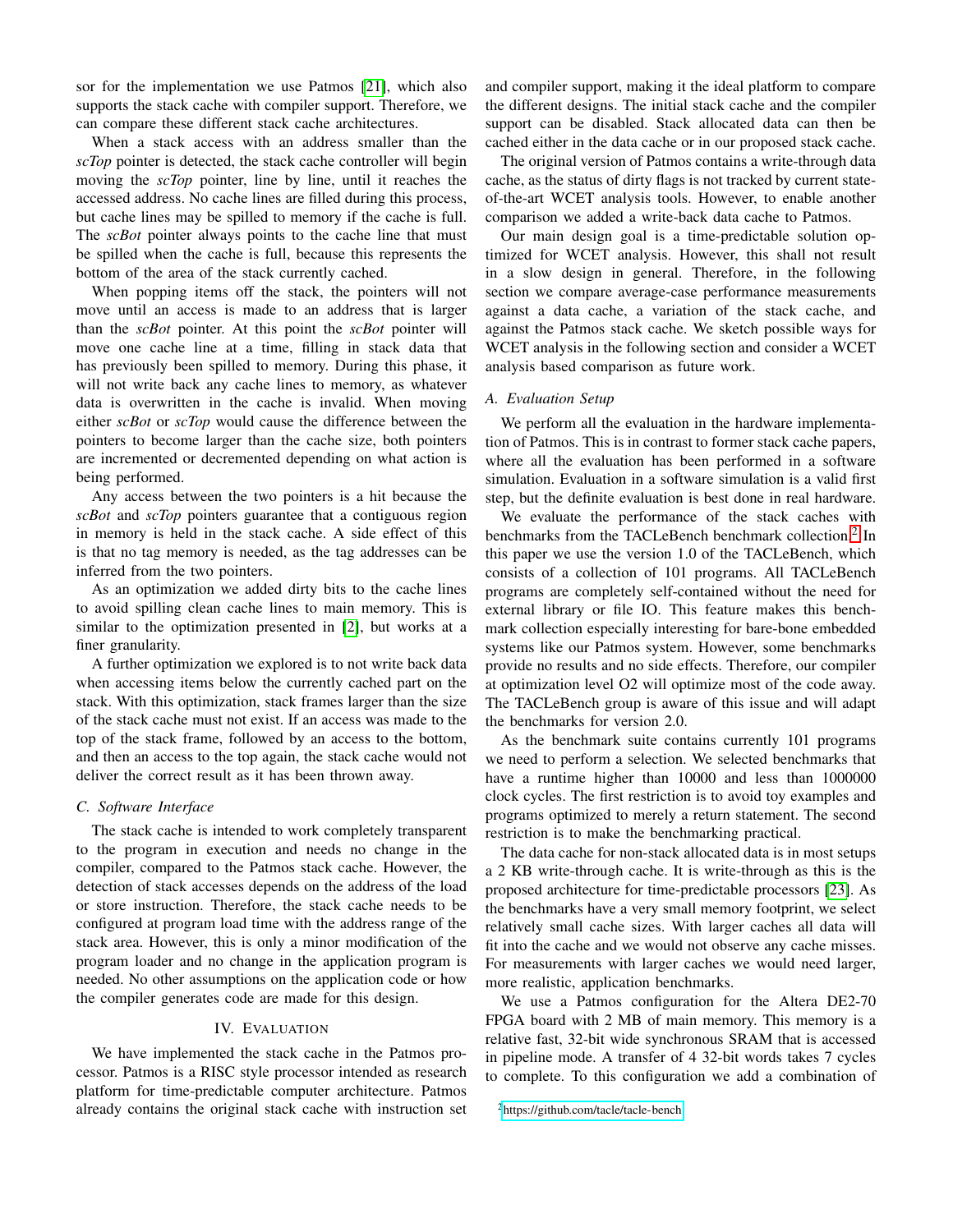sor for the implementation we use Patmos [21], which also supports the stack cache with compiler support. Therefore, we can compare these different stack cache architectures.

When a stack access with an address smaller than the *scTop* pointer is detected, the stack cache controller will begin moving the *scTop* pointer, line by line, until it reaches the accessed address. No cache lines are filled during this process, but cache lines may be spilled to memory if the cache is full. The *scBot* pointer always points to the cache line that must be spilled when the cache is full, because this represents the bottom of the area of the stack currently cached.

When popping items off the stack, the pointers will not move until an access is made to an address that is larger than the *scBot* pointer. At this point the *scBot* pointer will move one cache line at a time, filling in stack data that has previously been spilled to memory. During this phase, it will not write back any cache lines to memory, as whatever data is overwritten in the cache is invalid. When moving either *scBot* or *scTop* would cause the difference between the pointers to become larger than the cache size, both pointers are incremented or decremented depending on what action is being performed.

Any access between the two pointers is a hit because the *scBot* and *scTop* pointers guarantee that a contiguous region in memory is held in the stack cache. A side effect of this is that no tag memory is needed, as the tag addresses can be inferred from the two pointers.

As an optimization we added dirty bits to the cache lines to avoid spilling clean cache lines to main memory. This is similar to the optimization presented in [2], but works at a finer granularity.

A further optimization we explored is to not write back data when accessing items below the currently cached part on the stack. With this optimization, stack frames larger than the size of the stack cache must not exist. If an access was made to the top of the stack frame, followed by an access to the bottom, and then an access to the top again, the stack cache would not deliver the correct result as it has been thrown away.

### C. Software Interface

The stack cache is intended to work completely transparent to the program in execution and needs no change in the compiler, compared to the Patmos stack cache. However, the detection of stack accesses depends on the address of the load or store instruction. Therefore, the stack cache needs to be configured at program load time with the address range of the stack area. However, this is only a minor modification of the program loader and no change in the application program is needed. No other assumptions on the application code or how the compiler generates code are made for this design.

## IV. Evaluation

We have implemented the stack cache in the Patmos processor. Patmos is a RISC style processor intended as research platform for time-predictable computer architecture. Patmos already contains the original stack cache with instruction set and compiler support, making it the ideal platform to compare the different designs. The initial stack cache and the compiler support can be disabled. Stack allocated data can then be cached either in the data cache or in our proposed stack cache.

The original version of Patmos contains a write-through data cache, as the status of dirty flags is not tracked by current state-of-the-art WCET analysis tools. However, to enable another comparison we added a write-back data cache to Patmos.

Our main design goal is a time-predictable solution optimized for WCET analysis. However, this shall not result in a slow design in general. Therefore, in the following section we compare average-case performance measurements against a data cache, a variation of the stack cache, and against the Patmos stack cache. We sketch possible ways for WCET analysis in the following section and consider a WCET analysis based comparison as future work.

### A. Evaluation Setup

We perform all the evaluation in the hardware implementation of Patmos. This is in contrast to former stack cache papers, where all the evaluation has been performed in a software simulation. Evaluation in a software simulation is a valid first step, but the definite evaluation is best done in real hardware.

We evaluate the performance of the stack caches with benchmarks from the TACLeBench benchmark collection.[2] In this paper we use the version 1.0 of the TACLeBench, which consists of a collection of 101 programs. All TACLeBench programs are completely self-contained without the need for external library or file IO. This feature makes this benchmark collection especially interesting for bare-bone embedded systems like our Patmos system. However, some benchmarks provide no results and no side effects. Therefore, our compiler at optimization level O2 will optimize most of the code away. The TACLeBench group is aware of this issue and will adapt the benchmarks for version 2.0.

As the benchmark suite contains currently 101 programs we need to perform a selection. We selected benchmarks that have a runtime higher than 10000 and less than 1000000 clock cycles. The first restriction is to avoid toy examples and programs optimized to merely a return statement. The second restriction is to make the benchmarking practical.

The data cache for non-stack allocated data is in most setups a 2 KB write-through cache. It is write-through as this is the proposed architecture for time-predictable processors [23]. As the benchmarks have a very small memory footprint, we select relatively small cache sizes. With larger caches all data will fit into the cache and we would not observe any cache misses. For measurements with larger caches we would need larger, more realistic, application benchmarks.

We use a Patmos configuration for the Altera DE2-70 FPGA board with 2 MB of main memory. This memory is a relative fast, 32-bit wide synchronous SRAM that is accessed in pipeline mode. A transfer of 4 32-bit words takes 7 cycles to complete. To this configuration we add a combination of

[2] https://github.com/tacle/tacle-bench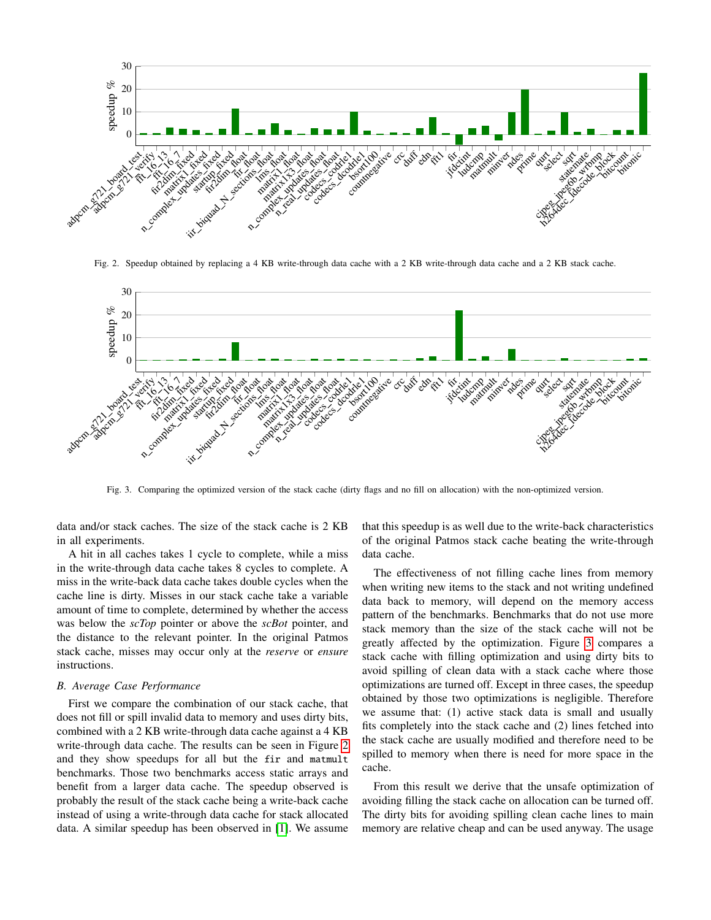Fig. 2. Speedup obtained by replacing a 4 KB write-through data cache with a 2 KB write-through data cache and a 2 KB stack cache.

Fig. 3. Comparing the optimized version of the stack cache (dirty flags and no fill on allocation) with the non-optimized version.

data and/or stack caches. The size of the stack cache is 2 KB in all experiments.

A hit in all caches takes 1 cycle to complete, while a miss in the write-through data cache takes 8 cycles to complete. A miss in the write-back data cache takes double cycles when the cache line is dirty. Misses in our stack cache take a variable amount of time to complete, determined by whether the access was below the *scTop* pointer or above the *scBot* pointer, and the distance to the relevant pointer. In the original Patmos stack cache, misses may occur only at the *reserve* or *ensure* instructions.

### B. Average Case Performance

First we compare the combination of our stack cache, that does not fill or spill invalid data to memory and uses dirty bits, combined with a 2 KB write-through data cache against a 4 KB write-through data cache. The results can be seen in Figure 2 and they show speedups for all but the `fir` and `matmult` benchmarks. Those two benchmarks access static arrays and benefit from a larger data cache. The speedup observed is probably the result of the stack cache being a write-back cache instead of using a write-through data cache for stack allocated data. A similar speedup has been observed in [1]. We assume that this speedup is as well due to the write-back characteristics of the original Patmos stack cache beating the write-through data cache.

The effectiveness of not filling cache lines from memory when writing new items to the stack and not writing undefined data back to memory, will depend on the memory access pattern of the benchmarks. Benchmarks that do not use more stack memory than the size of the stack cache will not be greatly affected by the optimization. Figure 3 compares a stack cache with filling optimization and using dirty bits to avoid spilling of clean data with a stack cache where those optimizations are turned off. Except in three cases, the speedup obtained by those two optimizations is negligible. Therefore we assume that: (1) active stack data is small and usually fits completely into the stack cache and (2) lines fetched into the stack cache are usually modified and therefore need to be spilled to memory when there is need for more space in the cache.

From this result we derive that the unsafe optimization of avoiding filling the stack cache on allocation can be turned off. The dirty bits for avoiding spilling clean cache lines to main memory are relative cheap and can be used anyway. The usage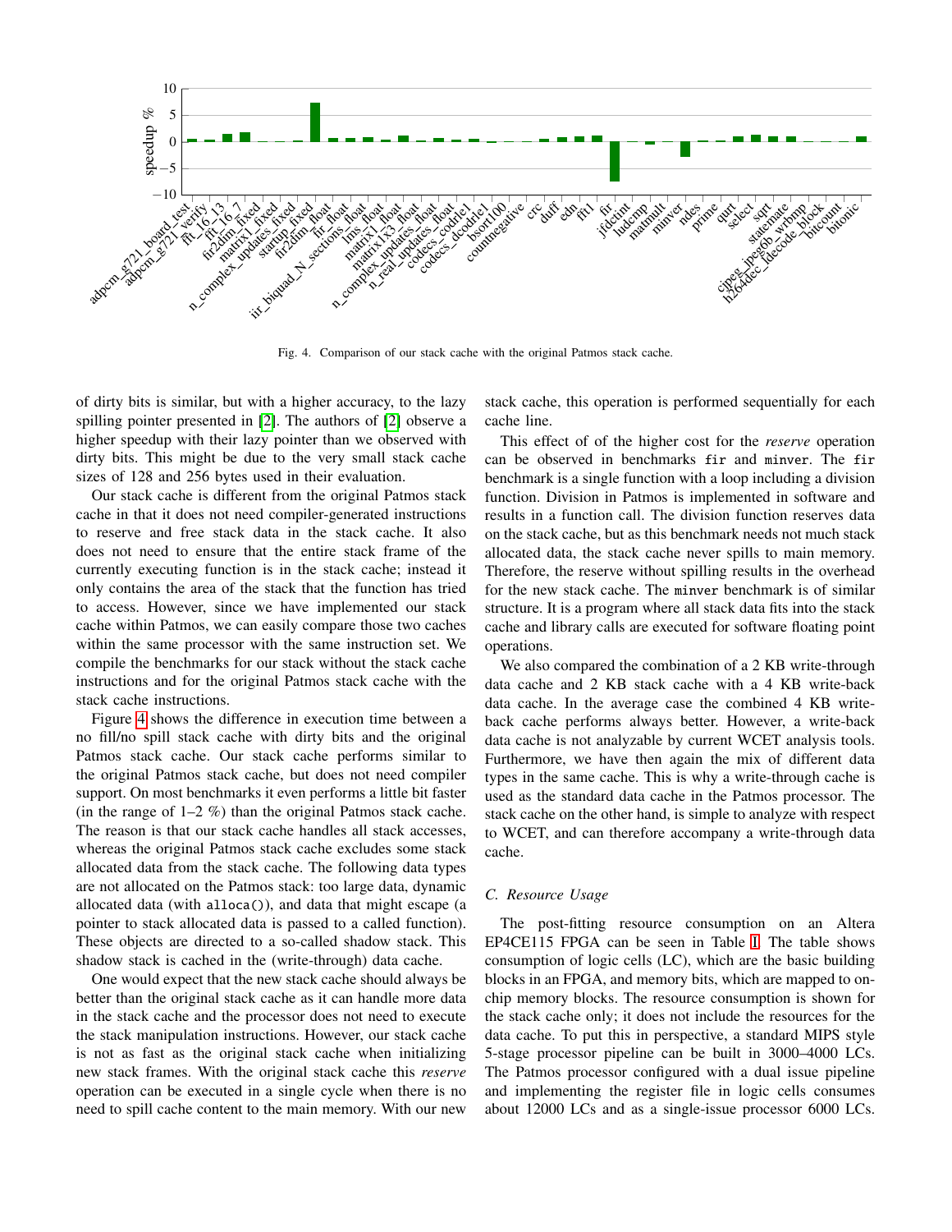10
5
0
−5
−10

speedup %

adpcm_g721_board_test
adpcm_g721_verify
fft_16_13
fft_16_7
fir2dim_fixed
matrix1_fixed
n_complex_updates_fixed
startup_fixed
fir2dim_float
fir_float
iir_biquad_N_sections_float
lms_float
matrix1_float
matrix1x3_float
n_complex_updates_float
n_real_updates_float
codecs_codrle1
codecs_dcodrle1
bsort100
countnegative
crc
duff
edn
fft1
fir
jfdctint
ludcmp
matmult
minver
ndes
prime
qurt
select
sqrt
statemate
cjpeg_jpeg6b_wrbmp
h264dec_ldecode_block
bitcount
bitonic

Fig. 4. Comparison of our stack cache with the original Patmos stack cache.

of dirty bits is similar, but with a higher accuracy, to the lazy spilling pointer presented in [2]. The authors of [2] observe a higher speedup with their lazy pointer than we observed with dirty bits. This might be due to the very small stack cache sizes of 128 and 256 bytes used in their evaluation.

Our stack cache is different from the original Patmos stack cache in that it does not need compiler-generated instructions to reserve and free stack data in the stack cache. It also does not need to ensure that the entire stack frame of the currently executing function is in the stack cache; instead it only contains the area of the stack that the function has tried to access. However, since we have implemented our stack cache within Patmos, we can easily compare those two caches within the same processor with the same instruction set. We compile the benchmarks for our stack without the stack cache instructions and for the original Patmos stack cache with the stack cache instructions.

Figure 4 shows the difference in execution time between a no fill/no spill stack cache with dirty bits and the original Patmos stack cache. Our stack cache performs similar to the original Patmos stack cache, but does not need compiler support. On most benchmarks it even performs a little bit faster (in the range of 1–2 %) than the original Patmos stack cache. The reason is that our stack cache handles all stack accesses, whereas the original Patmos stack cache excludes some stack allocated data from the stack cache. The following data types are not allocated on the Patmos stack: too large data, dynamic allocated data (with `alloca()`), and data that might escape (a pointer to stack allocated data is passed to a called function). These objects are directed to a so-called shadow stack. This shadow stack is cached in the (write-through) data cache.

One would expect that the new stack cache should always be better than the original stack cache as it can handle more data in the stack cache and the processor does not need to execute the stack manipulation instructions. However, our stack cache is not as fast as the original stack cache when initializing new stack frames. With the original stack cache this *reserve* operation can be executed in a single cycle when there is no need to spill cache content to the main memory. With our new stack cache, this operation is performed sequentially for each cache line.

This effect of of the higher cost for the *reserve* operation can be observed in benchmarks `fir` and `minver`. The `fir` benchmark is a single function with a loop including a division function. Division in Patmos is implemented in software and results in a function call. The division function reserves data on the stack cache, but as this benchmark needs not much stack allocated data, the stack cache never spills to main memory. Therefore, the reserve without spilling results in the overhead for the new stack cache. The `minver` benchmark is of similar structure. It is a program where all stack data fits into the stack cache and library calls are executed for software floating point operations.

We also compared the combination of a 2 KB write-through data cache and 2 KB stack cache with a 4 KB write-back data cache. In the average case the combined 4 KB write-back cache performs always better. However, a write-back data cache is not analyzable by current WCET analysis tools. Furthermore, we have then again the mix of different data types in the same cache. This is why a write-through cache is used as the standard data cache in the Patmos processor. The stack cache on the other hand, is simple to analyze with respect to WCET, and can therefore accompany a write-through data cache.

### C. Resource Usage

The post-fitting resource consumption on an Altera EP4CE115 FPGA can be seen in Table I. The table shows consumption of logic cells (LC), which are the basic building blocks in an FPGA, and memory bits, which are mapped to on-chip memory blocks. The resource consumption is shown for the stack cache only; it does not include the resources for the data cache. To put this in perspective, a standard MIPS style 5-stage processor pipeline can be built in 3000–4000 LCs. The Patmos processor configured with a dual issue pipeline and implementing the register file in logic cells consumes about 12000 LCs and as a single-issue processor 6000 LCs.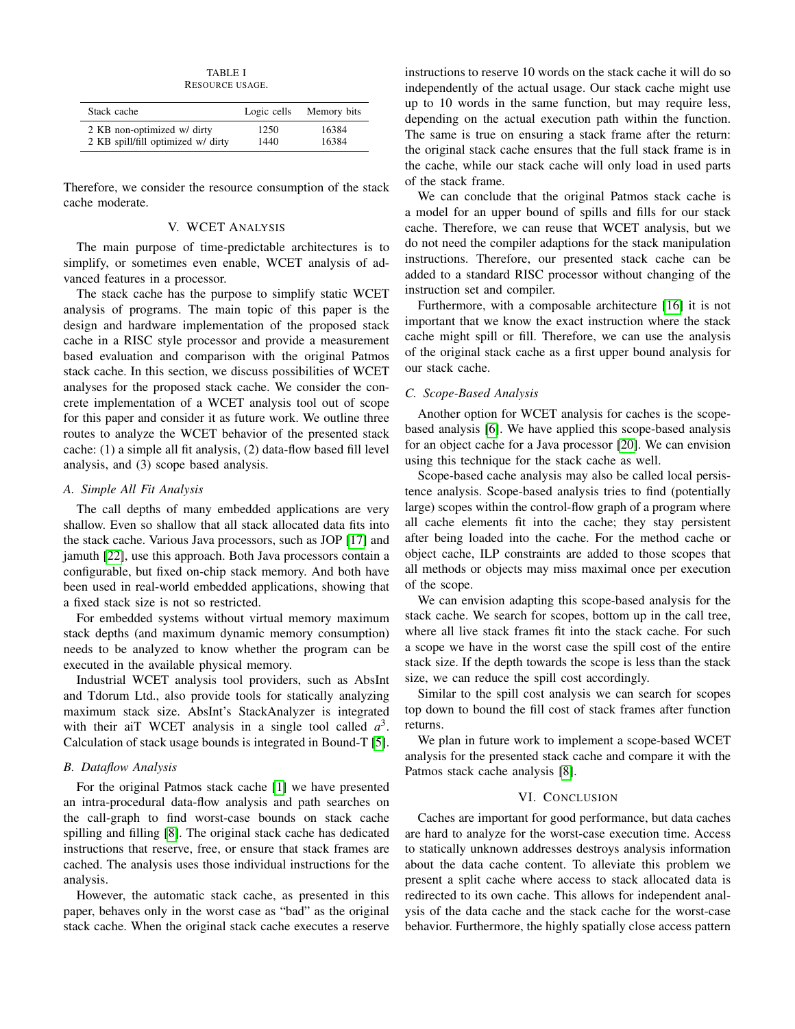TABLE I
RESOURCE USAGE.

| Stack cache | Logic cells | Memory bits |
|---|---|---|
| 2 KB non-optimized w/ dirty | 1250 | 16384 |
| 2 KB spill/fill optimized w/ dirty | 1440 | 16384 |

Therefore, we consider the resource consumption of the stack cache moderate.

## V. WCET ANALYSIS

The main purpose of time-predictable architectures is to simplify, or sometimes even enable, WCET analysis of advanced features in a processor.

The stack cache has the purpose to simplify static WCET analysis of programs. The main topic of this paper is the design and hardware implementation of the proposed stack cache in a RISC style processor and provide a measurement based evaluation and comparison with the original Patmos stack cache. In this section, we discuss possibilities of WCET analyses for the proposed stack cache. We consider the concrete implementation of a WCET analysis tool out of scope for this paper and consider it as future work. We outline three routes to analyze the WCET behavior of the presented stack cache: (1) a simple all fit analysis, (2) data-flow based fill level analysis, and (3) scope based analysis.

### A. Simple All Fit Analysis

The call depths of many embedded applications are very shallow. Even so shallow that all stack allocated data fits into the stack cache. Various Java processors, such as JOP [17] and jamuth [22], use this approach. Both Java processors contain a configurable, but fixed on-chip stack memory. And both have been used in real-world embedded applications, showing that a fixed stack size is not so restricted.

For embedded systems without virtual memory maximum stack depths (and maximum dynamic memory consumption) needs to be analyzed to know whether the program can be executed in the available physical memory.

Industrial WCET analysis tool providers, such as AbsInt and Tdorum Ltd., also provide tools for statically analyzing maximum stack size. AbsInt's StackAnalyzer is integrated with their aiT WCET analysis in a single tool called $a^3$. Calculation of stack usage bounds is integrated in Bound-T [5].

### B. Dataflow Analysis

For the original Patmos stack cache [1] we have presented an intra-procedural data-flow analysis and path searches on the call-graph to find worst-case bounds on stack cache spilling and filling [8]. The original stack cache has dedicated instructions that reserve, free, or ensure that stack frames are cached. The analysis uses those individual instructions for the analysis.

However, the automatic stack cache, as presented in this paper, behaves only in the worst case as "bad" as the original stack cache. When the original stack cache executes a reserve instructions to reserve 10 words on the stack cache it will do so independently of the actual usage. Our stack cache might use up to 10 words in the same function, but may require less, depending on the actual execution path within the function. The same is true on ensuring a stack frame after the return: the original stack cache ensures that the full stack frame is in the cache, while our stack cache will only load in used parts of the stack frame.

We can conclude that the original Patmos stack cache is a model for an upper bound of spills and fills for our stack cache. Therefore, we can reuse that WCET analysis, but we do not need the compiler adaptions for the stack manipulation instructions. Therefore, our presented stack cache can be added to a standard RISC processor without changing of the instruction set and compiler.

Furthermore, with a composable architecture [16] it is not important that we know the exact instruction where the stack cache might spill or fill. Therefore, we can use the analysis of the original stack cache as a first upper bound analysis for our stack cache.

### C. Scope-Based Analysis

Another option for WCET analysis for caches is the scope-based analysis [6]. We have applied this scope-based analysis for an object cache for a Java processor [20]. We can envision using this technique for the stack cache as well.

Scope-based cache analysis may also be called local persistence analysis. Scope-based analysis tries to find (potentially large) scopes within the control-flow graph of a program where all cache elements fit into the cache; they stay persistent after being loaded into the cache. For the method cache or object cache, ILP constraints are added to those scopes that all methods or objects may miss maximal once per execution of the scope.

We can envision adapting this scope-based analysis for the stack cache. We search for scopes, bottom up in the call tree, where all live stack frames fit into the stack cache. For such a scope we have in the worst case the spill cost of the entire stack size. If the depth towards the scope is less than the stack size, we can reduce the spill cost accordingly.

Similar to the spill cost analysis we can search for scopes top down to bound the fill cost of stack frames after function returns.

We plan in future work to implement a scope-based WCET analysis for the presented stack cache and compare it with the Patmos stack cache analysis [8].

## VI. CONCLUSION

Caches are important for good performance, but data caches are hard to analyze for the worst-case execution time. Access to statically unknown addresses destroys analysis information about the data cache content. To alleviate this problem we present a split cache where access to stack allocated data is redirected to its own cache. This allows for independent analysis of the data cache and the stack cache for the worst-case behavior. Furthermore, the highly spatially close access pattern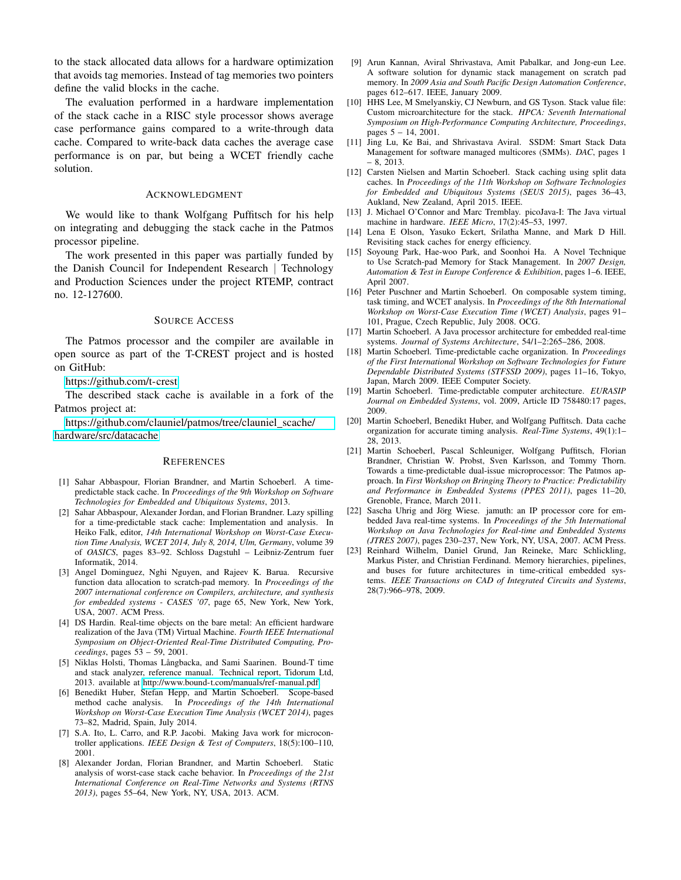to the stack allocated data allows for a hardware optimization that avoids tag memories. Instead of tag memories two pointers define the valid blocks in the cache.

The evaluation performed in a hardware implementation of the stack cache in a RISC style processor shows average case performance gains compared to a write-through data cache. Compared to write-back data caches the average case performance is on par, but being a WCET friendly cache solution.

## Acknowledgment

We would like to thank Wolfgang Puffitsch for his help on integrating and debugging the stack cache in the Patmos processor pipeline.

The work presented in this paper was partially funded by the Danish Council for Independent Research | Technology and Production Sciences under the project RTEMP, contract no. 12-127600.

## Source Access

The Patmos processor and the compiler are available in open source as part of the T-CREST project and is hosted on GitHub:

https://github.com/t-crest

The described stack cache is available in a fork of the Patmos project at:

https://github.com/clauniel/patmos/tree/clauniel_scache/hardware/src/datacache

## References

[1] Sahar Abbaspour, Florian Brandner, and Martin Schoeberl. A time-predictable stack cache. In *Proceedings of the 9th Workshop on Software Technologies for Embedded and Ubiquitous Systems*, 2013.

[2] Sahar Abbaspour, Alexander Jordan, and Florian Brandner. Lazy spilling for a time-predictable stack cache: Implementation and analysis. In Heiko Falk, editor, *14th International Workshop on Worst-Case Execution Time Analysis, WCET 2014, July 8, 2014, Ulm, Germany*, volume 39 of *OASICS*, pages 83–92. Schloss Dagstuhl – Leibniz-Zentrum fuer Informatik, 2014.

[3] Angel Dominguez, Nghi Nguyen, and Rajeev K. Barua. Recursive function data allocation to scratch-pad memory. In *Proceedings of the 2007 international conference on Compilers, architecture, and synthesis for embedded systems - CASES '07*, page 65, New York, New York, USA, 2007. ACM Press.

[4] DS Hardin. Real-time objects on the bare metal: An efficient hardware realization of the Java (TM) Virtual Machine. *Fourth IEEE International Symposium on Object-Oriented Real-Time Distributed Computing, Proceedings*, pages 53 – 59, 2001.

[5] Niklas Holsti, Thomas Långbacka, and Sami Saarinen. Bound-T time and stack analyzer, reference manual. Technical report, Tidorum Ltd, 2013. available at http://www.bound-t.com/manuals/ref-manual.pdf.

[6] Benedikt Huber, Stefan Hepp, and Martin Schoeberl. Scope-based method cache analysis. In *Proceedings of the 14th International Workshop on Worst-Case Execution Time Analysis (WCET 2014)*, pages 73–82, Madrid, Spain, July 2014.

[7] S.A. Ito, L. Carro, and R.P. Jacobi. Making Java work for microcontroller applications. *IEEE Design & Test of Computers*, 18(5):100–110, 2001.

[8] Alexander Jordan, Florian Brandner, and Martin Schoeberl. Static analysis of worst-case stack cache behavior. In *Proceedings of the 21st International Conference on Real-Time Networks and Systems (RTNS 2013)*, pages 55–64, New York, NY, USA, 2013. ACM.

[9] Arun Kannan, Aviral Shrivastava, Amit Pabalkar, and Jong-eun Lee. A software solution for dynamic stack management on scratch pad memory. In *2009 Asia and South Pacific Design Automation Conference*, pages 612–617. IEEE, January 2009.

[10] HHS Lee, M Smelyanskiy, CJ Newburn, and GS Tyson. Stack value file: Custom microarchitecture for the stack. *HPCA: Seventh International Symposium on High-Performance Computing Architecture, Proceedings*, pages 5 – 14, 2001.

[11] Jing Lu, Ke Bai, and Shrivastava Aviral. SSDM: Smart Stack Data Management for software managed multicores (SMMs). *DAC*, pages 1 – 8, 2013.

[12] Carsten Nielsen and Martin Schoeberl. Stack caching using split data caches. In *Proceedings of the 11th Workshop on Software Technologies for Embedded and Ubiquitous Systems (SEUS 2015)*, pages 36–43, Aukland, New Zealand, April 2015. IEEE.

[13] J. Michael O'Connor and Marc Tremblay. picoJava-I: The Java virtual machine in hardware. *IEEE Micro*, 17(2):45–53, 1997.

[14] Lena E Olson, Yasuko Eckert, Srilatha Manne, and Mark D Hill. Revisiting stack caches for energy efficiency.

[15] Soyoung Park, Hae-woo Park, and Soonhoi Ha. A Novel Technique to Use Scratch-pad Memory for Stack Management. In *2007 Design, Automation & Test in Europe Conference & Exhibition*, pages 1–6. IEEE, April 2007.

[16] Peter Puschner and Martin Schoeberl. On composable system timing, task timing, and WCET analysis. In *Proceedings of the 8th International Workshop on Worst-Case Execution Time (WCET) Analysis*, pages 91–101, Prague, Czech Republic, July 2008. OCG.

[17] Martin Schoeberl. A Java processor architecture for embedded real-time systems. *Journal of Systems Architecture*, 54/1–2:265–286, 2008.

[18] Martin Schoeberl. Time-predictable cache organization. In *Proceedings of the First International Workshop on Software Technologies for Future Dependable Distributed Systems (STFSSD 2009)*, pages 11–16, Tokyo, Japan, March 2009. IEEE Computer Society.

[19] Martin Schoeberl. Time-predictable computer architecture. *EURASIP Journal on Embedded Systems*, vol. 2009, Article ID 758480:17 pages, 2009.

[20] Martin Schoeberl, Benedikt Huber, and Wolfgang Puffitsch. Data cache organization for accurate timing analysis. *Real-Time Systems*, 49(1):1–28, 2013.

[21] Martin Schoeberl, Pascal Schleuniger, Wolfgang Puffitsch, Florian Brandner, Christian W. Probst, Sven Karlsson, and Tommy Thorn. Towards a time-predictable dual-issue microprocessor: The Patmos approach. In *First Workshop on Bringing Theory to Practice: Predictability and Performance in Embedded Systems (PPES 2011)*, pages 11–20, Grenoble, France, March 2011.

[22] Sascha Uhrig and Jörg Wiese. jamuth: an IP processor core for embedded Java real-time systems. In *Proceedings of the 5th International Workshop on Java Technologies for Real-time and Embedded Systems (JTRES 2007)*, pages 230–237, New York, NY, USA, 2007. ACM Press.

[23] Reinhard Wilhelm, Daniel Grund, Jan Reineke, Marc Schlickling, Markus Pister, and Christian Ferdinand. Memory hierarchies, pipelines, and buses for future architectures in time-critical embedded systems. *IEEE Transactions on CAD of Integrated Circuits and Systems*, 28(7):966–978, 2009.